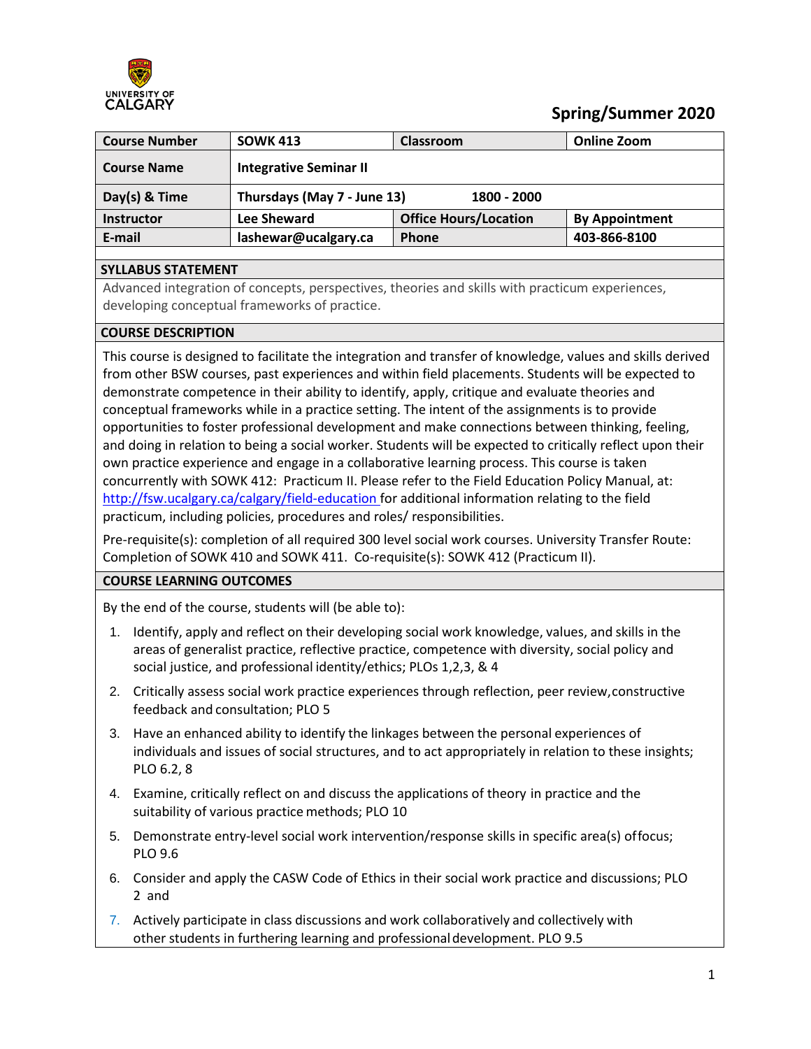UNIVERSITY OF CALGARY

**Spring/Summer 2020**

| **Course Number** | **SOWK 413** | **Classroom** | **Online Zoom** |
|---|---|---|---|
| **Course Name** | **Integrative Seminar II** | | |
| **Day(s) & Time** | **Thursdays (May 7 - June 13) 1800 - 2000** | | |
| **Instructor** | **Lee Sheward** | **Office Hours/Location** | **By Appointment** |
| **E-mail** | **lashewar@ucalgary.ca** | **Phone** | **403-866-8100** |

## SYLLABUS STATEMENT

Advanced integration of concepts, perspectives, theories and skills with practicum experiences, developing conceptual frameworks of practice.

## COURSE DESCRIPTION

This course is designed to facilitate the integration and transfer of knowledge, values and skills derived from other BSW courses, past experiences and within field placements. Students will be expected to demonstrate competence in their ability to identify, apply, critique and evaluate theories and conceptual frameworks while in a practice setting. The intent of the assignments is to provide opportunities to foster professional development and make connections between thinking, feeling, and doing in relation to being a social worker. Students will be expected to critically reflect upon their own practice experience and engage in a collaborative learning process. This course is taken concurrently with SOWK 412: Practicum II. Please refer to the Field Education Policy Manual, at: http://fsw.ucalgary.ca/calgary/field-education for additional information relating to the field practicum, including policies, procedures and roles/ responsibilities.

Pre-requisite(s): completion of all required 300 level social work courses. University Transfer Route: Completion of SOWK 410 and SOWK 411. Co-requisite(s): SOWK 412 (Practicum II).

## COURSE LEARNING OUTCOMES

By the end of the course, students will (be able to):

1. Identify, apply and reflect on their developing social work knowledge, values, and skills in the areas of generalist practice, reflective practice, competence with diversity, social policy and social justice, and professional identity/ethics; PLOs 1,2,3, & 4
2. Critically assess social work practice experiences through reflection, peer review, constructive feedback and consultation; PLO 5
3. Have an enhanced ability to identify the linkages between the personal experiences of individuals and issues of social structures, and to act appropriately in relation to these insights; PLO 6.2, 8
4. Examine, critically reflect on and discuss the applications of theory in practice and the suitability of various practice methods; PLO 10
5. Demonstrate entry-level social work intervention/response skills in specific area(s) of focus; PLO 9.6
6. Consider and apply the CASW Code of Ethics in their social work practice and discussions; PLO 2 and
7. Actively participate in class discussions and work collaboratively and collectively with other students in furthering learning and professional development. PLO 9.5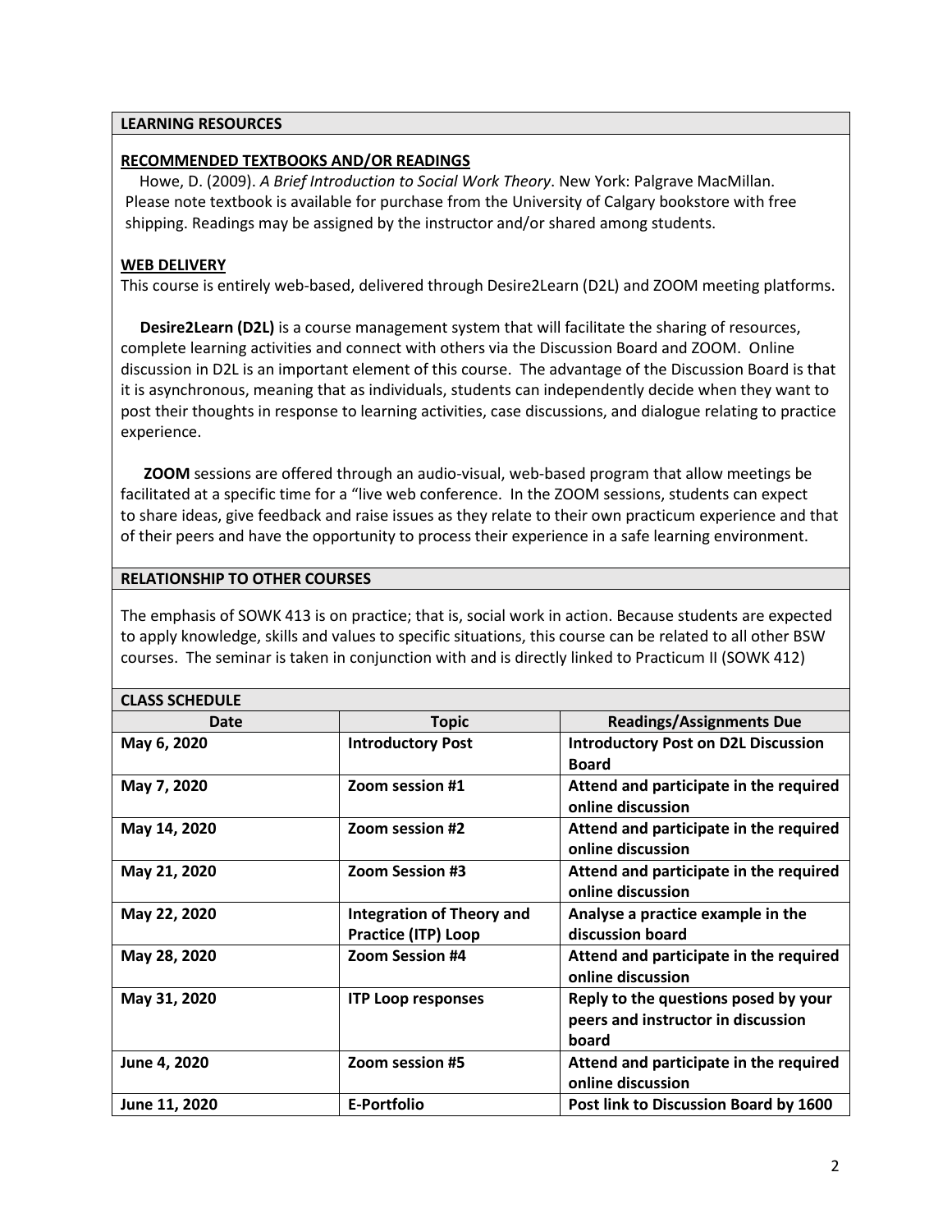## LEARNING RESOURCES

### RECOMMENDED TEXTBOOKS AND/OR READINGS

Howe, D. (2009). *A Brief Introduction to Social Work Theory*. New York: Palgrave MacMillan. Please note textbook is available for purchase from the University of Calgary bookstore with free shipping. Readings may be assigned by the instructor and/or shared among students.

### WEB DELIVERY

This course is entirely web-based, delivered through Desire2Learn (D2L) and ZOOM meeting platforms.

**Desire2Learn (D2L)** is a course management system that will facilitate the sharing of resources, complete learning activities and connect with others via the Discussion Board and ZOOM. Online discussion in D2L is an important element of this course. The advantage of the Discussion Board is that it is asynchronous, meaning that as individuals, students can independently decide when they want to post their thoughts in response to learning activities, case discussions, and dialogue relating to practice experience.

**ZOOM** sessions are offered through an audio-visual, web-based program that allow meetings be facilitated at a specific time for a "live web conference. In the ZOOM sessions, students can expect to share ideas, give feedback and raise issues as they relate to their own practicum experience and that of their peers and have the opportunity to process their experience in a safe learning environment.

## RELATIONSHIP TO OTHER COURSES

The emphasis of SOWK 413 is on practice; that is, social work in action. Because students are expected to apply knowledge, skills and values to specific situations, this course can be related to all other BSW courses. The seminar is taken in conjunction with and is directly linked to Practicum II (SOWK 412)

## CLASS SCHEDULE

| Date | Topic | Readings/Assignments Due |
|---|---|---|
| **May 6, 2020** | **Introductory Post** | **Introductory Post on D2L Discussion Board** |
| **May 7, 2020** | **Zoom session #1** | **Attend and participate in the required online discussion** |
| **May 14, 2020** | **Zoom session #2** | **Attend and participate in the required online discussion** |
| **May 21, 2020** | **Zoom Session #3** | **Attend and participate in the required online discussion** |
| **May 22, 2020** | **Integration of Theory and Practice (ITP) Loop** | **Analyse a practice example in the discussion board** |
| **May 28, 2020** | **Zoom Session #4** | **Attend and participate in the required online discussion** |
| **May 31, 2020** | **ITP Loop responses** | **Reply to the questions posed by your peers and instructor in discussion board** |
| **June 4, 2020** | **Zoom session #5** | **Attend and participate in the required online discussion** |
| **June 11, 2020** | **E-Portfolio** | **Post link to Discussion Board by 1600** |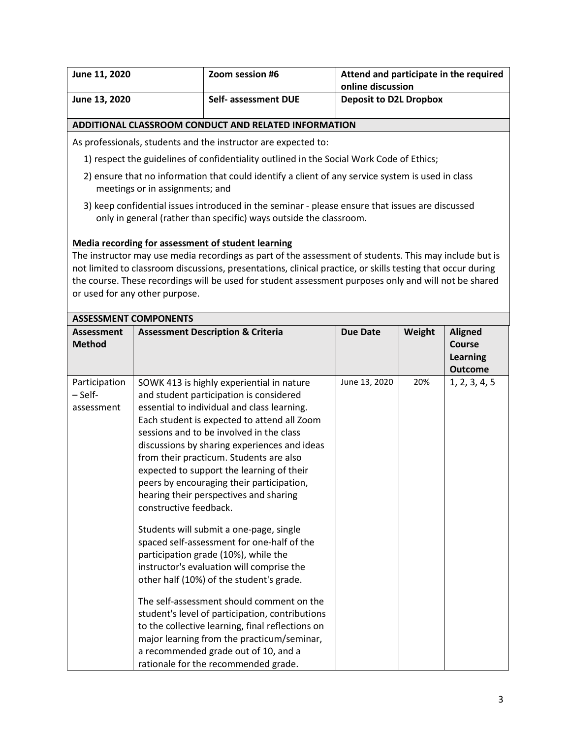| June 11, 2020 | Zoom session #6 | Attend and participate in the required online discussion |
|---|---|---|
| June 13, 2020 | Self- assessment DUE | Deposit to D2L Dropbox |

## ADDITIONAL CLASSROOM CONDUCT AND RELATED INFORMATION

As professionals, students and the instructor are expected to:

1) respect the guidelines of confidentiality outlined in the Social Work Code of Ethics;
2) ensure that no information that could identify a client of any service system is used in class meetings or in assignments; and
3) keep confidential issues introduced in the seminar - please ensure that issues are discussed only in general (rather than specific) ways outside the classroom.

**Media recording for assessment of student learning**

The instructor may use media recordings as part of the assessment of students. This may include but is not limited to classroom discussions, presentations, clinical practice, or skills testing that occur during the course. These recordings will be used for student assessment purposes only and will not be shared or used for any other purpose.

## ASSESSMENT COMPONENTS

| Assessment Method | Assessment Description & Criteria | Due Date | Weight | Aligned Course Learning Outcome |
|---|---|---|---|---|
| Participation – Self-assessment | SOWK 413 is highly experiential in nature and student participation is considered essential to individual and class learning. Each student is expected to attend all Zoom sessions and to be involved in the class discussions by sharing experiences and ideas from their practicum. Students are also expected to support the learning of their peers by encouraging their participation, hearing their perspectives and sharing constructive feedback.<br><br>Students will submit a one-page, single spaced self-assessment for one-half of the participation grade (10%), while the instructor's evaluation will comprise the other half (10%) of the student's grade.<br><br>The self-assessment should comment on the student's level of participation, contributions to the collective learning, final reflections on major learning from the practicum/seminar, a recommended grade out of 10, and a rationale for the recommended grade. | June 13, 2020 | 20% | 1, 2, 3, 4, 5 |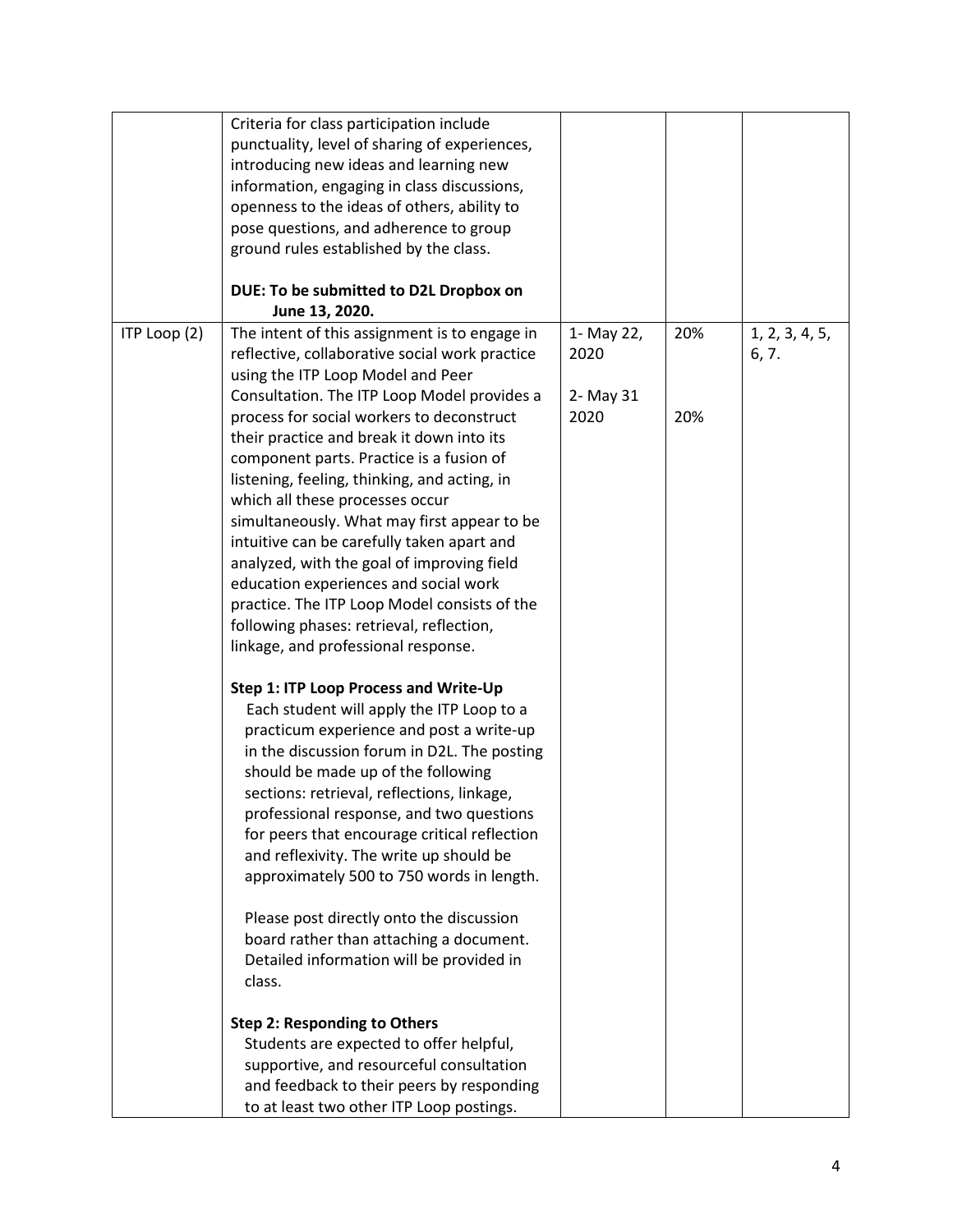| | | | | |
|---|---|---|---|---|
| | Criteria for class participation include punctuality, level of sharing of experiences, introducing new ideas and learning new information, engaging in class discussions, openness to the ideas of others, ability to pose questions, and adherence to group ground rules established by the class.<br><br>**DUE: To be submitted to D2L Dropbox on June 13, 2020.** | | | |
| ITP Loop (2) | The intent of this assignment is to engage in reflective, collaborative social work practice using the ITP Loop Model and Peer Consultation. The ITP Loop Model provides a process for social workers to deconstruct their practice and break it down into its component parts. Practice is a fusion of listening, feeling, thinking, and acting, in which all these processes occur simultaneously. What may first appear to be intuitive can be carefully taken apart and analyzed, with the goal of improving field education experiences and social work practice. The ITP Loop Model consists of the following phases: retrieval, reflection, linkage, and professional response.<br><br>**Step 1: ITP Loop Process and Write-Up**<br>Each student will apply the ITP Loop to a practicum experience and post a write-up in the discussion forum in D2L. The posting should be made up of the following sections: retrieval, reflections, linkage, professional response, and two questions for peers that encourage critical reflection and reflexivity. The write up should be approximately 500 to 750 words in length.<br><br>Please post directly onto the discussion board rather than attaching a document. Detailed information will be provided in class.<br><br>**Step 2: Responding to Others**<br>Students are expected to offer helpful, supportive, and resourceful consultation and feedback to their peers by responding to at least two other ITP Loop postings. | 1- May 22, 2020<br><br>2- May 31 2020 | 20%<br><br>20% | 1, 2, 3, 4, 5, 6, 7. |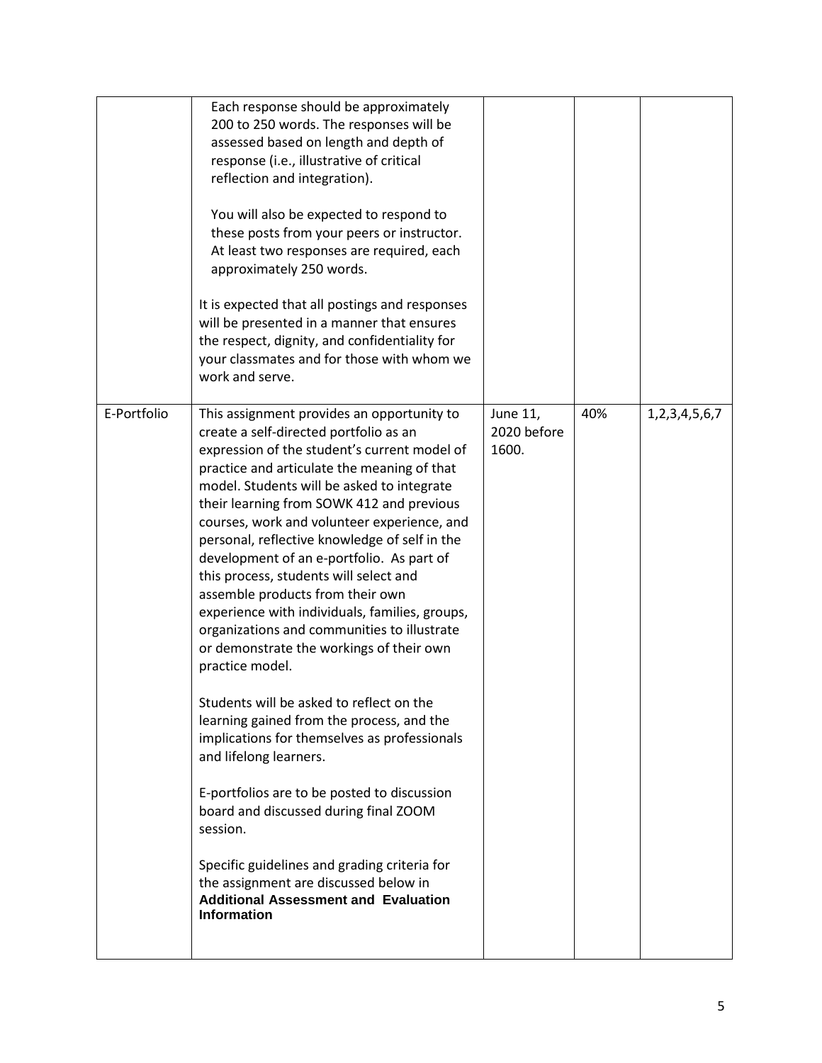| | | | | |
|---|---|---|---|---|
| | Each response should be approximately 200 to 250 words. The responses will be assessed based on length and depth of response (i.e., illustrative of critical reflection and integration).<br><br>You will also be expected to respond to these posts from your peers or instructor. At least two responses are required, each approximately 250 words.<br><br>It is expected that all postings and responses will be presented in a manner that ensures the respect, dignity, and confidentiality for your classmates and for those with whom we work and serve. | | | |
| E-Portfolio | This assignment provides an opportunity to create a self-directed portfolio as an expression of the student's current model of practice and articulate the meaning of that model. Students will be asked to integrate their learning from SOWK 412 and previous courses, work and volunteer experience, and personal, reflective knowledge of self in the development of an e-portfolio. As part of this process, students will select and assemble products from their own experience with individuals, families, groups, organizations and communities to illustrate or demonstrate the workings of their own practice model.<br><br>Students will be asked to reflect on the learning gained from the process, and the implications for themselves as professionals and lifelong learners.<br><br>E-portfolios are to be posted to discussion board and discussed during final ZOOM session.<br><br>Specific guidelines and grading criteria for the assignment are discussed below in **Additional Assessment and Evaluation Information** | June 11, 2020 before 1600. | 40% | 1,2,3,4,5,6,7 |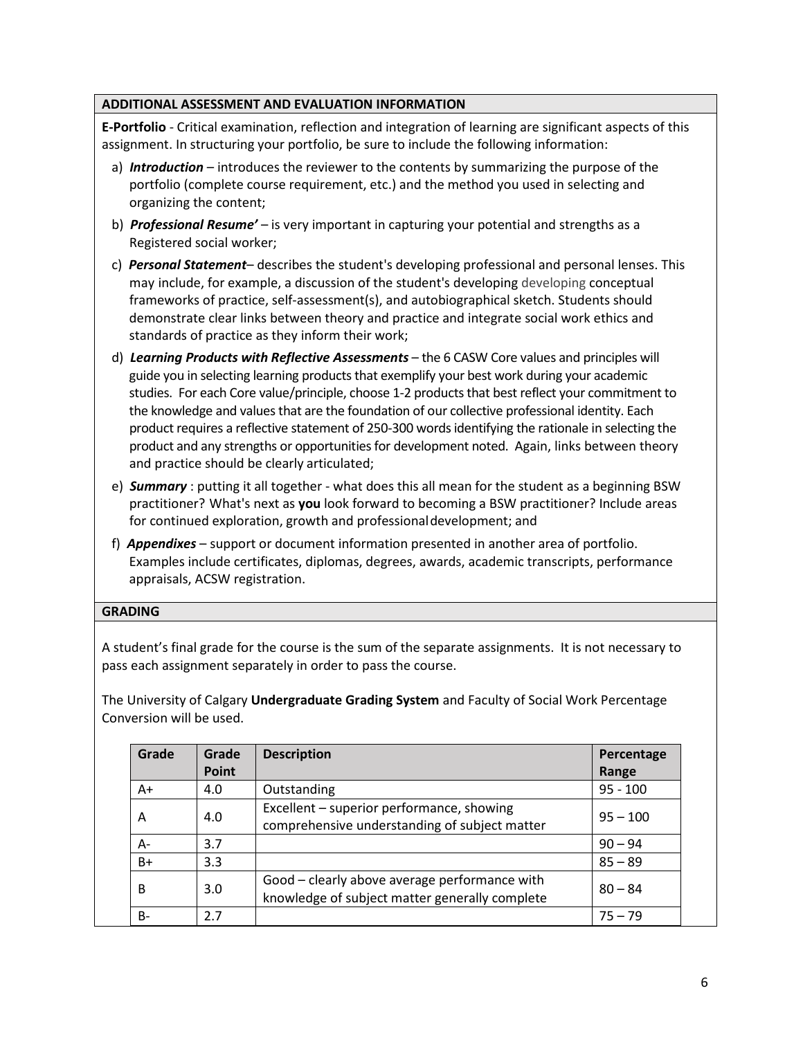## ADDITIONAL ASSESSMENT AND EVALUATION INFORMATION

**E-Portfolio** - Critical examination, reflection and integration of learning are significant aspects of this assignment. In structuring your portfolio, be sure to include the following information:

a) ***Introduction*** – introduces the reviewer to the contents by summarizing the purpose of the portfolio (complete course requirement, etc.) and the method you used in selecting and organizing the content;

b) ***Professional Resume'*** – is very important in capturing your potential and strengths as a Registered social worker;

c) ***Personal Statement***– describes the student's developing professional and personal lenses. This may include, for example, a discussion of the student's developing developing conceptual frameworks of practice, self-assessment(s), and autobiographical sketch. Students should demonstrate clear links between theory and practice and integrate social work ethics and standards of practice as they inform their work;

d) ***Learning Products with Reflective Assessments*** – the 6 CASW Core values and principles will guide you in selecting learning products that exemplify your best work during your academic studies. For each Core value/principle, choose 1-2 products that best reflect your commitment to the knowledge and values that are the foundation of our collective professional identity. Each product requires a reflective statement of 250-300 words identifying the rationale in selecting the product and any strengths or opportunities for development noted. Again, links between theory and practice should be clearly articulated;

e) ***Summary*** : putting it all together - what does this all mean for the student as a beginning BSW practitioner? What's next as **you** look forward to becoming a BSW practitioner? Include areas for continued exploration, growth and professional development; and

f) ***Appendixes*** – support or document information presented in another area of portfolio. Examples include certificates, diplomas, degrees, awards, academic transcripts, performance appraisals, ACSW registration.

## GRADING

A student's final grade for the course is the sum of the separate assignments. It is not necessary to pass each assignment separately in order to pass the course.

The University of Calgary **Undergraduate Grading System** and Faculty of Social Work Percentage Conversion will be used.

| Grade | Grade Point | Description | Percentage Range |
|---|---|---|---|
| A+ | 4.0 | Outstanding | 95 - 100 |
| A | 4.0 | Excellent – superior performance, showing comprehensive understanding of subject matter | 95 – 100 |
| A- | 3.7 | | 90 – 94 |
| B+ | 3.3 | | 85 – 89 |
| B | 3.0 | Good – clearly above average performance with knowledge of subject matter generally complete | 80 – 84 |
| B- | 2.7 | | 75 – 79 |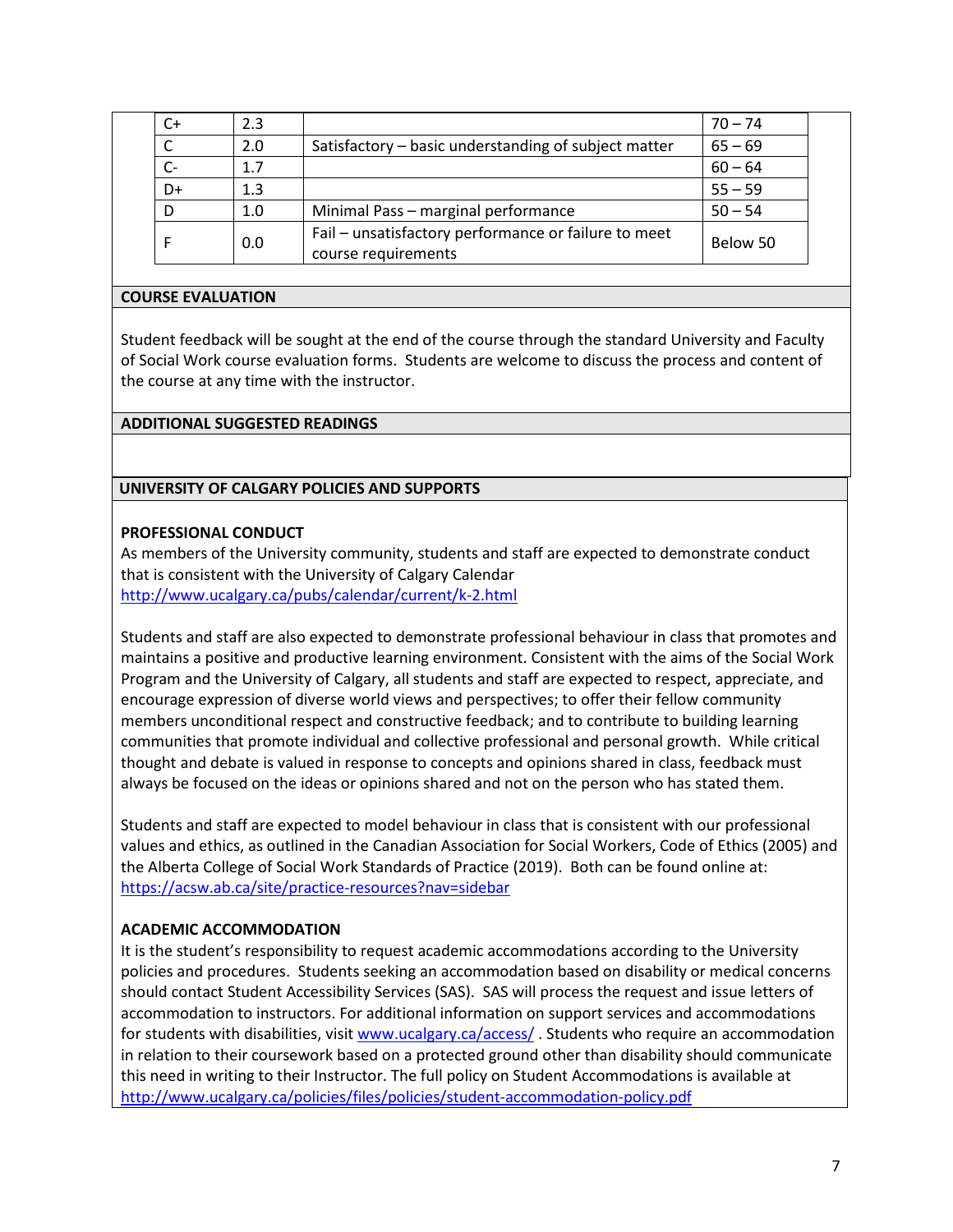| C+ | 2.3 | | 70 – 74 |
|---|---|---|---|
| C | 2.0 | Satisfactory – basic understanding of subject matter | 65 – 69 |
| C- | 1.7 | | 60 – 64 |
| D+ | 1.3 | | 55 – 59 |
| D | 1.0 | Minimal Pass – marginal performance | 50 – 54 |
| F | 0.0 | Fail – unsatisfactory performance or failure to meet course requirements | Below 50 |

## COURSE EVALUATION

Student feedback will be sought at the end of the course through the standard University and Faculty of Social Work course evaluation forms. Students are welcome to discuss the process and content of the course at any time with the instructor.

## ADDITIONAL SUGGESTED READINGS

## UNIVERSITY OF CALGARY POLICIES AND SUPPORTS

### PROFESSIONAL CONDUCT

As members of the University community, students and staff are expected to demonstrate conduct that is consistent with the University of Calgary Calendar
http://www.ucalgary.ca/pubs/calendar/current/k-2.html

Students and staff are also expected to demonstrate professional behaviour in class that promotes and maintains a positive and productive learning environment. Consistent with the aims of the Social Work Program and the University of Calgary, all students and staff are expected to respect, appreciate, and encourage expression of diverse world views and perspectives; to offer their fellow community members unconditional respect and constructive feedback; and to contribute to building learning communities that promote individual and collective professional and personal growth. While critical thought and debate is valued in response to concepts and opinions shared in class, feedback must always be focused on the ideas or opinions shared and not on the person who has stated them.

Students and staff are expected to model behaviour in class that is consistent with our professional values and ethics, as outlined in the Canadian Association for Social Workers, Code of Ethics (2005) and the Alberta College of Social Work Standards of Practice (2019). Both can be found online at: https://acsw.ab.ca/site/practice-resources?nav=sidebar

### ACADEMIC ACCOMMODATION

It is the student's responsibility to request academic accommodations according to the University policies and procedures. Students seeking an accommodation based on disability or medical concerns should contact Student Accessibility Services (SAS). SAS will process the request and issue letters of accommodation to instructors. For additional information on support services and accommodations for students with disabilities, visit www.ucalgary.ca/access/ . Students who require an accommodation in relation to their coursework based on a protected ground other than disability should communicate this need in writing to their Instructor. The full policy on Student Accommodations is available at http://www.ucalgary.ca/policies/files/policies/student-accommodation-policy.pdf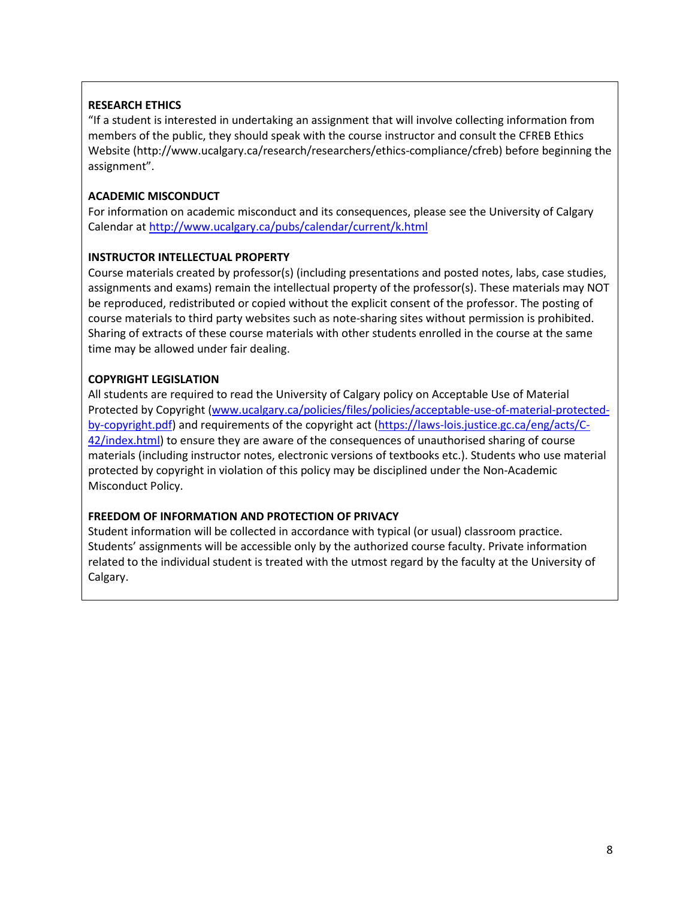**RESEARCH ETHICS**

"If a student is interested in undertaking an assignment that will involve collecting information from members of the public, they should speak with the course instructor and consult the CFREB Ethics Website (http://www.ucalgary.ca/research/researchers/ethics-compliance/cfreb) before beginning the assignment".

**ACADEMIC MISCONDUCT**

For information on academic misconduct and its consequences, please see the University of Calgary Calendar at http://www.ucalgary.ca/pubs/calendar/current/k.html

**INSTRUCTOR INTELLECTUAL PROPERTY**

Course materials created by professor(s) (including presentations and posted notes, labs, case studies, assignments and exams) remain the intellectual property of the professor(s). These materials may NOT be reproduced, redistributed or copied without the explicit consent of the professor. The posting of course materials to third party websites such as note-sharing sites without permission is prohibited. Sharing of extracts of these course materials with other students enrolled in the course at the same time may be allowed under fair dealing.

**COPYRIGHT LEGISLATION**

All students are required to read the University of Calgary policy on Acceptable Use of Material Protected by Copyright (www.ucalgary.ca/policies/files/policies/acceptable-use-of-material-protected-by-copyright.pdf) and requirements of the copyright act (https://laws-lois.justice.gc.ca/eng/acts/C-42/index.html) to ensure they are aware of the consequences of unauthorised sharing of course materials (including instructor notes, electronic versions of textbooks etc.). Students who use material protected by copyright in violation of this policy may be disciplined under the Non-Academic Misconduct Policy.

**FREEDOM OF INFORMATION AND PROTECTION OF PRIVACY**

Student information will be collected in accordance with typical (or usual) classroom practice. Students' assignments will be accessible only by the authorized course faculty. Private information related to the individual student is treated with the utmost regard by the faculty at the University of Calgary.